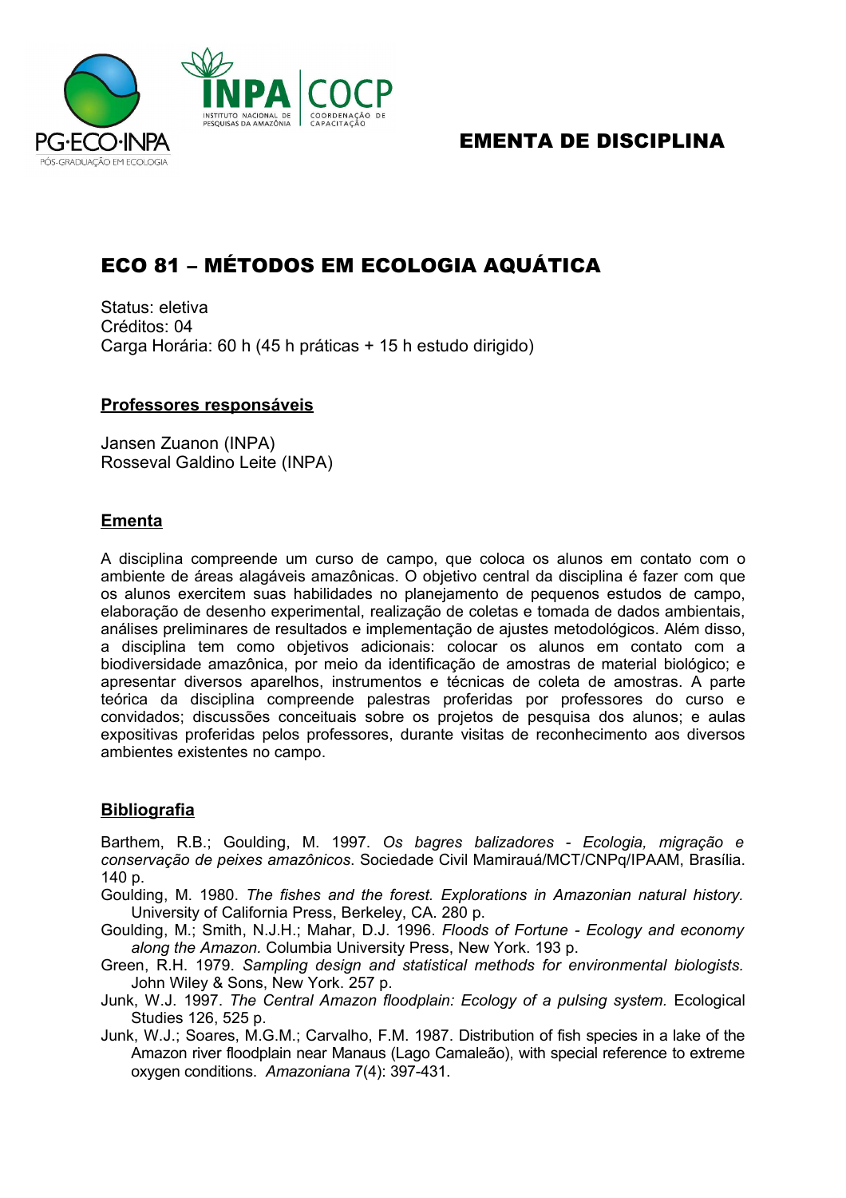# EMENTA DE DISCIPLINA

## ECO 81 – MÉTODOS EM ECOLOGIA AQUÁTICA

Status: eletiva
Créditos: 04
Carga Horária: 60 h (45 h práticas + 15 h estudo dirigido)

### Professores responsáveis

Jansen Zuanon (INPA)
Rosseval Galdino Leite (INPA)

### Ementa

A disciplina compreende um curso de campo, que coloca os alunos em contato com o ambiente de áreas alagáveis amazônicas. O objetivo central da disciplina é fazer com que os alunos exercitem suas habilidades no planejamento de pequenos estudos de campo, elaboração de desenho experimental, realização de coletas e tomada de dados ambientais, análises preliminares de resultados e implementação de ajustes metodológicos. Além disso, a disciplina tem como objetivos adicionais: colocar os alunos em contato com a biodiversidade amazônica, por meio da identificação de amostras de material biológico; e apresentar diversos aparelhos, instrumentos e técnicas de coleta de amostras. A parte teórica da disciplina compreende palestras proferidas por professores do curso e convidados; discussões conceituais sobre os projetos de pesquisa dos alunos; e aulas expositivas proferidas pelos professores, durante visitas de reconhecimento aos diversos ambientes existentes no campo.

### Bibliografia

Barthem, R.B.; Goulding, M. 1997. *Os bagres balizadores - Ecologia, migração e conservação de peixes amazônicos*. Sociedade Civil Mamirauá/MCT/CNPq/IPAAM, Brasília. 140 p.

Goulding, M. 1980. *The fishes and the forest. Explorations in Amazonian natural history.* University of California Press, Berkeley, CA. 280 p.

Goulding, M.; Smith, N.J.H.; Mahar, D.J. 1996. *Floods of Fortune - Ecology and economy along the Amazon.* Columbia University Press, New York. 193 p.

Green, R.H. 1979. *Sampling design and statistical methods for environmental biologists.* John Wiley & Sons, New York. 257 p.

Junk, W.J. 1997. *The Central Amazon floodplain: Ecology of a pulsing system.* Ecological Studies 126, 525 p.

Junk, W.J.; Soares, M.G.M.; Carvalho, F.M. 1987. Distribution of fish species in a lake of the Amazon river floodplain near Manaus (Lago Camaleão), with special reference to extreme oxygen conditions. *Amazoniana* 7(4): 397-431.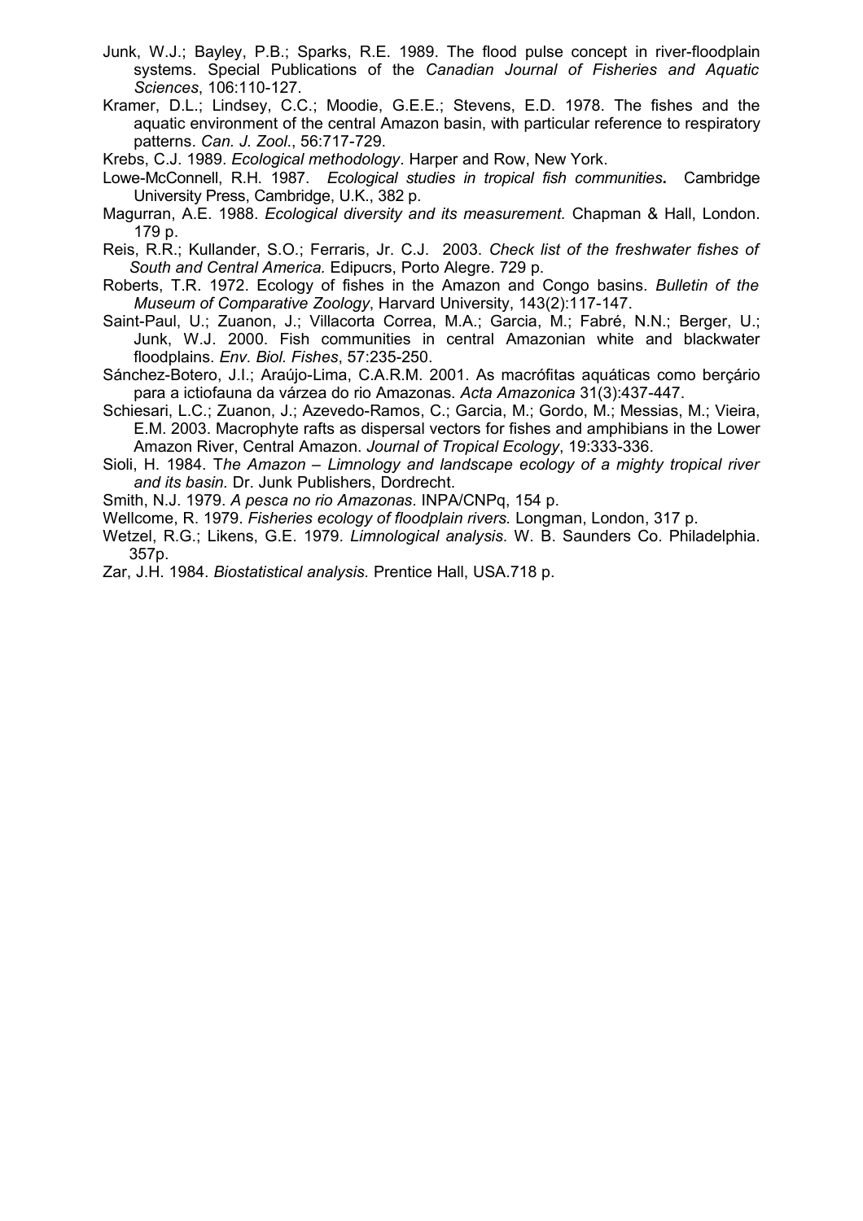Junk, W.J.; Bayley, P.B.; Sparks, R.E. 1989. The flood pulse concept in river-floodplain systems. Special Publications of the *Canadian Journal of Fisheries and Aquatic Sciences*, 106:110-127.

Kramer, D.L.; Lindsey, C.C.; Moodie, G.E.E.; Stevens, E.D. 1978. The fishes and the aquatic environment of the central Amazon basin, with particular reference to respiratory patterns. *Can. J. Zool*., 56:717-729.

Krebs, C.J. 1989. *Ecological methodology*. Harper and Row, New York.

Lowe-McConnell, R.H. 1987. *Ecological studies in tropical fish communities***.** Cambridge University Press, Cambridge, U.K., 382 p.

Magurran, A.E. 1988. *Ecological diversity and its measurement*. Chapman & Hall, London. 179 p.

Reis, R.R.; Kullander, S.O.; Ferraris, Jr. C.J. 2003. *Check list of the freshwater fishes of South and Central America.* Edipucrs, Porto Alegre. 729 p.

Roberts, T.R. 1972. Ecology of fishes in the Amazon and Congo basins. *Bulletin of the Museum of Comparative Zoology*, Harvard University, 143(2):117-147.

Saint-Paul, U.; Zuanon, J.; Villacorta Correa, M.A.; Garcia, M.; Fabré, N.N.; Berger, U.; Junk, W.J. 2000. Fish communities in central Amazonian white and blackwater floodplains. *Env. Biol. Fishes*, 57:235-250.

Sánchez-Botero, J.I.; Araújo-Lima, C.A.R.M. 2001. As macrófitas aquáticas como berçário para a ictiofauna da várzea do rio Amazonas. *Acta Amazonica* 31(3):437-447.

Schiesari, L.C.; Zuanon, J.; Azevedo-Ramos, C.; Garcia, M.; Gordo, M.; Messias, M.; Vieira, E.M. 2003. Macrophyte rafts as dispersal vectors for fishes and amphibians in the Lower Amazon River, Central Amazon. *Journal of Tropical Ecology*, 19:333-336.

Sioli, H. 1984. T*he Amazon – Limnology and landscape ecology of a mighty tropical river and its basin.* Dr. Junk Publishers, Dordrecht.

Smith, N.J. 1979. *A pesca no rio Amazonas*. INPA/CNPq, 154 p.

Wellcome, R. 1979. *Fisheries ecology of floodplain rivers.* Longman, London, 317 p.

Wetzel, R.G.; Likens, G.E. 1979. *Limnological analysis*. W. B. Saunders Co. Philadelphia. 357p.

Zar, J.H. 1984. *Biostatistical analysis.* Prentice Hall, USA.718 p.